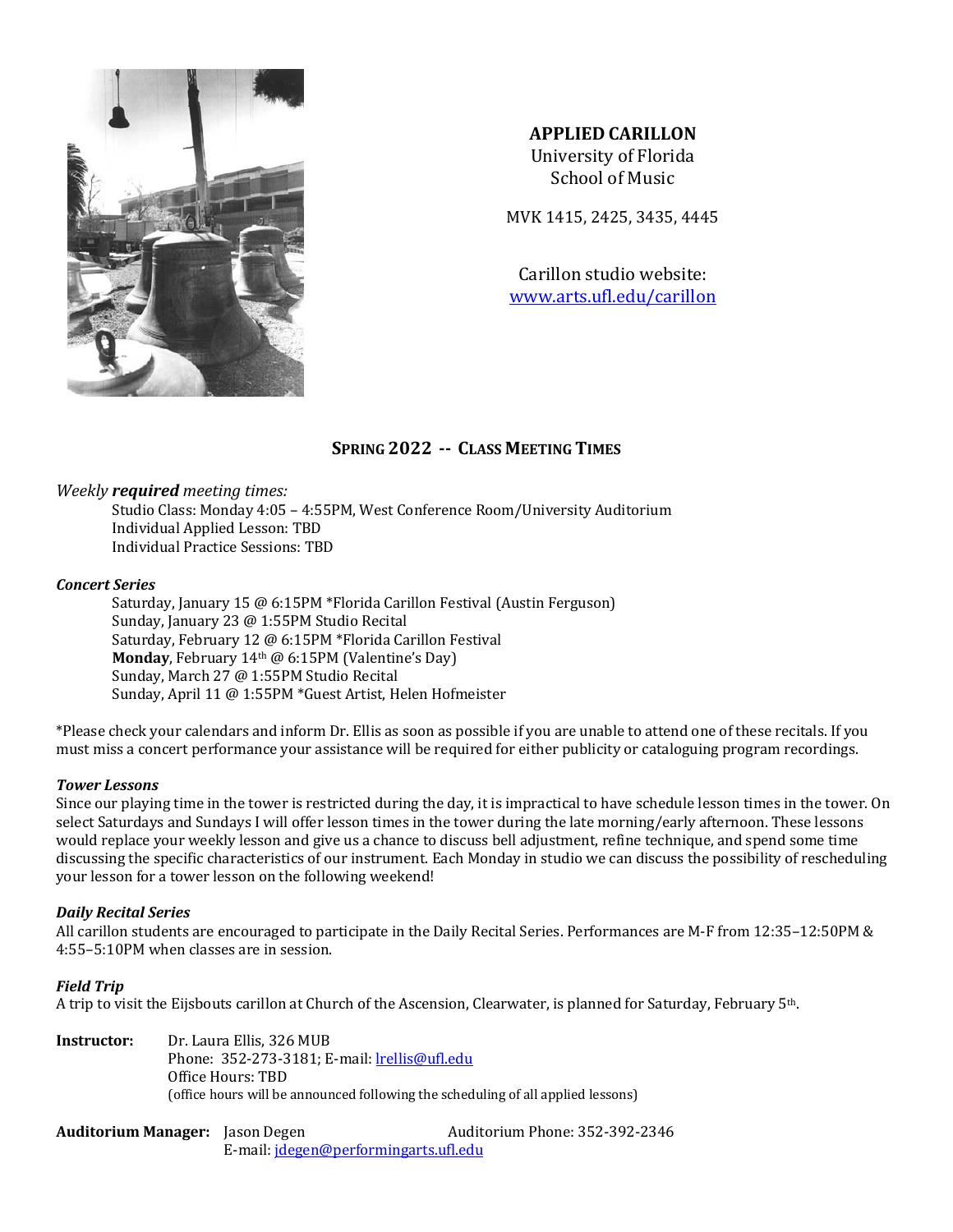# APPLIED CARILLON

University of Florida
School of Music

MVK 1415, 2425, 3435, 4445

Carillon studio website:
[www.arts.ufl.edu/carillon](http://www.arts.ufl.edu/carillon)

## SPRING 2022 -- CLASS MEETING TIMES

*Weekly **required** meeting times:*

Studio Class: Monday 4:05 – 4:55PM, West Conference Room/University Auditorium
Individual Applied Lesson: TBD
Individual Practice Sessions: TBD

***Concert Series***

Saturday, January 15 @ 6:15PM *Florida Carillon Festival (Austin Ferguson)
Sunday, January 23 @ 1:55PM Studio Recital
Saturday, February 12 @ 6:15PM *Florida Carillon Festival
**Monday**, February 14th @ 6:15PM (Valentine's Day)
Sunday, March 27 @ 1:55PM Studio Recital
Sunday, April 11 @ 1:55PM *Guest Artist, Helen Hofmeister

*Please check your calendars and inform Dr. Ellis as soon as possible if you are unable to attend one of these recitals. If you must miss a concert performance your assistance will be required for either publicity or cataloguing program recordings.

***Tower Lessons***

Since our playing time in the tower is restricted during the day, it is impractical to have schedule lesson times in the tower. On select Saturdays and Sundays I will offer lesson times in the tower during the late morning/early afternoon. These lessons would replace your weekly lesson and give us a chance to discuss bell adjustment, refine technique, and spend some time discussing the specific characteristics of our instrument. Each Monday in studio we can discuss the possibility of rescheduling your lesson for a tower lesson on the following weekend!

***Daily Recital Series***

All carillon students are encouraged to participate in the Daily Recital Series. Performances are M-F from 12:35–12:50PM & 4:55–5:10PM when classes are in session.

***Field Trip***

A trip to visit the Eijsbouts carillon at Church of the Ascension, Clearwater, is planned for Saturday, February 5th.

**Instructor:** Dr. Laura Ellis, 326 MUB
Phone: 352-273-3181; E-mail: [lrellis@ufl.edu](mailto:lrellis@ufl.edu)
Office Hours: TBD
(office hours will be announced following the scheduling of all applied lessons)

**Auditorium Manager:** Jason Degen Auditorium Phone: 352-392-2346
E-mail: [jdegen@performingarts.ufl.edu](mailto:jdegen@performingarts.ufl.edu)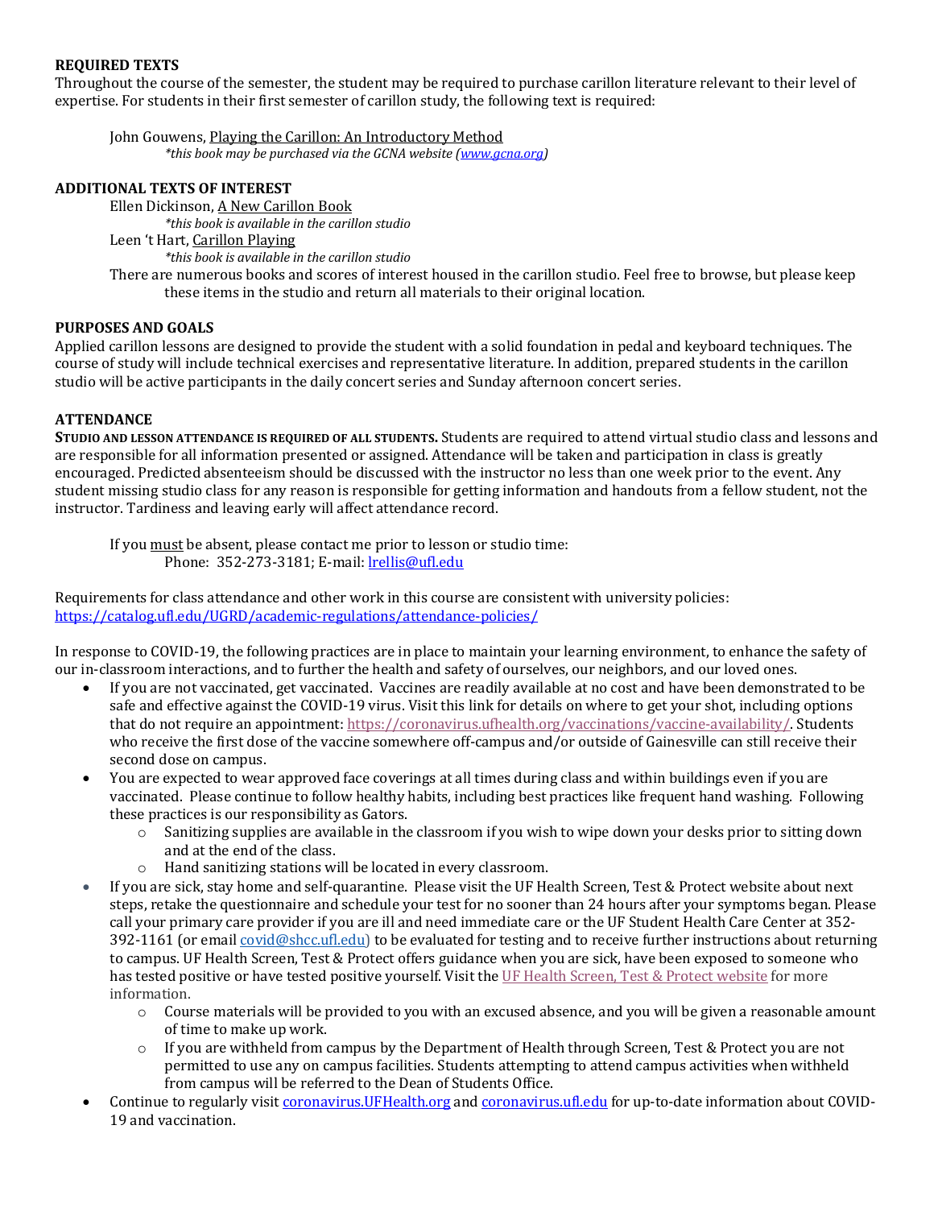### REQUIRED TEXTS

Throughout the course of the semester, the student may be required to purchase carillon literature relevant to their level of expertise. For students in their first semester of carillon study, the following text is required:

> John Gouwens, Playing the Carillon: An Introductory Method
> *\*this book may be purchased via the GCNA website (www.gcna.org)*

### ADDITIONAL TEXTS OF INTEREST

> Ellen Dickinson, A New Carillon Book
> *\*this book is available in the carillon studio*
>
> Leen 't Hart, Carillon Playing
> *\*this book is available in the carillon studio*
>
> There are numerous books and scores of interest housed in the carillon studio. Feel free to browse, but please keep these items in the studio and return all materials to their original location.

### PURPOSES AND GOALS

Applied carillon lessons are designed to provide the student with a solid foundation in pedal and keyboard techniques. The course of study will include technical exercises and representative literature. In addition, prepared students in the carillon studio will be active participants in the daily concert series and Sunday afternoon concert series.

### ATTENDANCE

**STUDIO AND LESSON ATTENDANCE IS REQUIRED OF ALL STUDENTS.** Students are required to attend virtual studio class and lessons and are responsible for all information presented or assigned. Attendance will be taken and participation in class is greatly encouraged. Predicted absenteeism should be discussed with the instructor no less than one week prior to the event. Any student missing studio class for any reason is responsible for getting information and handouts from a fellow student, not the instructor. Tardiness and leaving early will affect attendance record.

> If you must be absent, please contact me prior to lesson or studio time:
> Phone: 352-273-3181; E-mail: lrellis@ufl.edu

Requirements for class attendance and other work in this course are consistent with university policies: https://catalog.ufl.edu/UGRD/academic-regulations/attendance-policies/

In response to COVID-19, the following practices are in place to maintain your learning environment, to enhance the safety of our in-classroom interactions, and to further the health and safety of ourselves, our neighbors, and our loved ones.

- If you are not vaccinated, get vaccinated. Vaccines are readily available at no cost and have been demonstrated to be safe and effective against the COVID-19 virus. Visit this link for details on where to get your shot, including options that do not require an appointment: https://coronavirus.ufhealth.org/vaccinations/vaccine-availability/. Students who receive the first dose of the vaccine somewhere off-campus and/or outside of Gainesville can still receive their second dose on campus.
- You are expected to wear approved face coverings at all times during class and within buildings even if you are vaccinated. Please continue to follow healthy habits, including best practices like frequent hand washing. Following these practices is our responsibility as Gators.
    - Sanitizing supplies are available in the classroom if you wish to wipe down your desks prior to sitting down and at the end of the class.
    - Hand sanitizing stations will be located in every classroom.
- If you are sick, stay home and self-quarantine. Please visit the UF Health Screen, Test & Protect website about next steps, retake the questionnaire and schedule your test for no sooner than 24 hours after your symptoms began. Please call your primary care provider if you are ill and need immediate care or the UF Student Health Care Center at 352-392-1161 (or email covid@shcc.ufl.edu) to be evaluated for testing and to receive further instructions about returning to campus. UF Health Screen, Test & Protect offers guidance when you are sick, have been exposed to someone who has tested positive or have tested positive yourself. Visit the UF Health Screen, Test & Protect website for more information.
    - Course materials will be provided to you with an excused absence, and you will be given a reasonable amount of time to make up work.
    - If you are withheld from campus by the Department of Health through Screen, Test & Protect you are not permitted to use any on campus facilities. Students attempting to attend campus activities when withheld from campus will be referred to the Dean of Students Office.
- Continue to regularly visit coronavirus.UFHealth.org and coronavirus.ufl.edu for up-to-date information about COVID-19 and vaccination.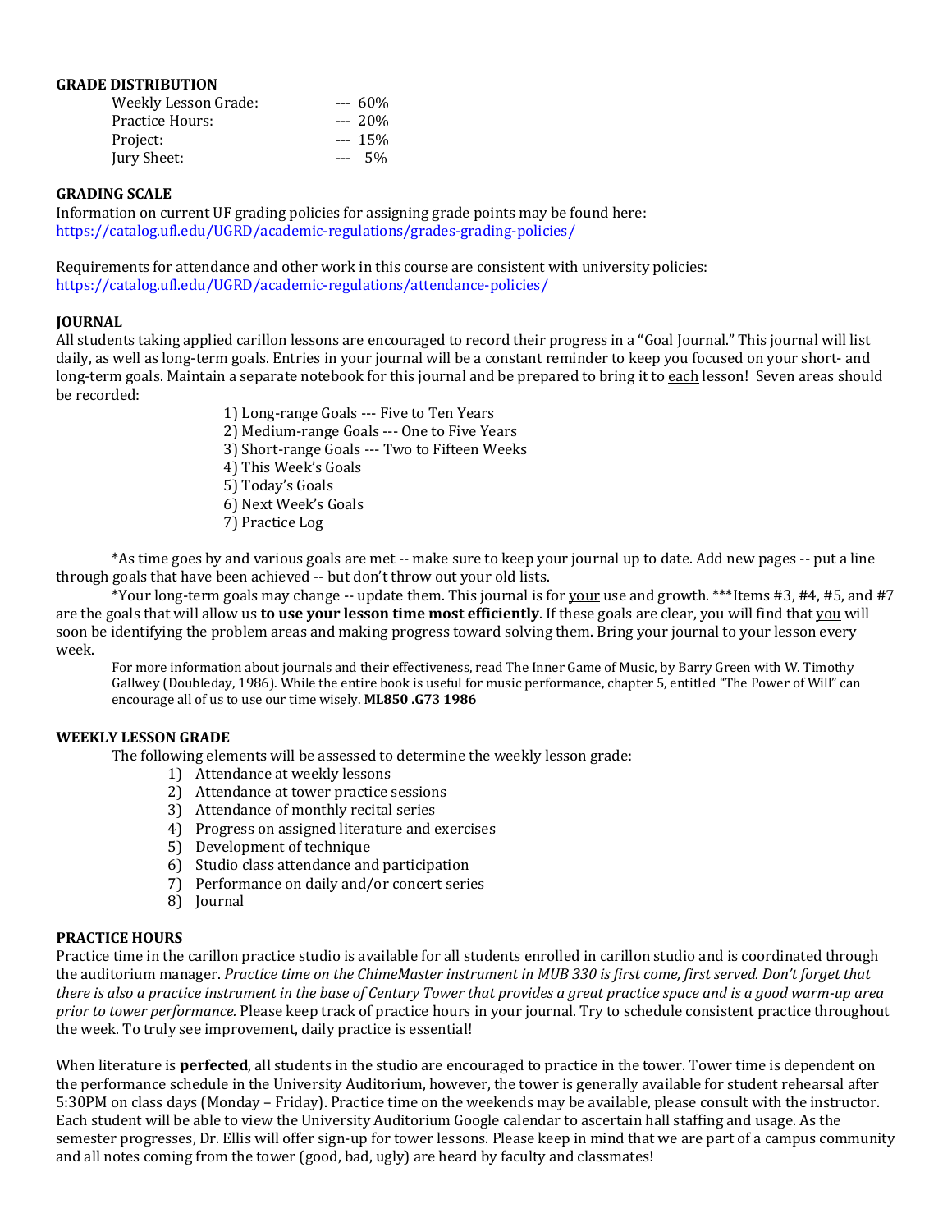**GRADE DISTRIBUTION**

| | |
|---|---|
| Weekly Lesson Grade: | --- 60% |
| Practice Hours: | --- 20% |
| Project: | --- 15% |
| Jury Sheet: | --- 5% |

**GRADING SCALE**

Information on current UF grading policies for assigning grade points may be found here: https://catalog.ufl.edu/UGRD/academic-regulations/grades-grading-policies/

Requirements for attendance and other work in this course are consistent with university policies: https://catalog.ufl.edu/UGRD/academic-regulations/attendance-policies/

**JOURNAL**

All students taking applied carillon lessons are encouraged to record their progress in a "Goal Journal." This journal will list daily, as well as long-term goals. Entries in your journal will be a constant reminder to keep you focused on your short- and long-term goals. Maintain a separate notebook for this journal and be prepared to bring it to each lesson! Seven areas should be recorded:

1) Long-range Goals --- Five to Ten Years
2) Medium-range Goals --- One to Five Years
3) Short-range Goals --- Two to Fifteen Weeks
4) This Week's Goals
5) Today's Goals
6) Next Week's Goals
7) Practice Log

*As time goes by and various goals are met -- make sure to keep your journal up to date. Add new pages -- put a line through goals that have been achieved -- but don't throw out your old lists.

*Your long-term goals may change -- update them. This journal is for your use and growth. ***Items #3, #4, #5, and #7 are the goals that will allow us **to use your lesson time most efficiently**. If these goals are clear, you will find that you will soon be identifying the problem areas and making progress toward solving them. Bring your journal to your lesson every week.

For more information about journals and their effectiveness, read The Inner Game of Music, by Barry Green with W. Timothy Gallwey (Doubleday, 1986). While the entire book is useful for music performance, chapter 5, entitled "The Power of Will" can encourage all of us to use our time wisely. **ML850 .G73 1986**

**WEEKLY LESSON GRADE**

The following elements will be assessed to determine the weekly lesson grade:

1) Attendance at weekly lessons
2) Attendance at tower practice sessions
3) Attendance of monthly recital series
4) Progress on assigned literature and exercises
5) Development of technique
6) Studio class attendance and participation
7) Performance on daily and/or concert series
8) Journal

**PRACTICE HOURS**

Practice time in the carillon practice studio is available for all students enrolled in carillon studio and is coordinated through the auditorium manager. *Practice time on the ChimeMaster instrument in MUB 330 is first come, first served. Don't forget that there is also a practice instrument in the base of Century Tower that provides a great practice space and is a good warm-up area prior to tower performance.* Please keep track of practice hours in your journal. Try to schedule consistent practice throughout the week. To truly see improvement, daily practice is essential!

When literature is **perfected**, all students in the studio are encouraged to practice in the tower. Tower time is dependent on the performance schedule in the University Auditorium, however, the tower is generally available for student rehearsal after 5:30PM on class days (Monday – Friday). Practice time on the weekends may be available, please consult with the instructor. Each student will be able to view the University Auditorium Google calendar to ascertain hall staffing and usage. As the semester progresses, Dr. Ellis will offer sign-up for tower lessons. Please keep in mind that we are part of a campus community and all notes coming from the tower (good, bad, ugly) are heard by faculty and classmates!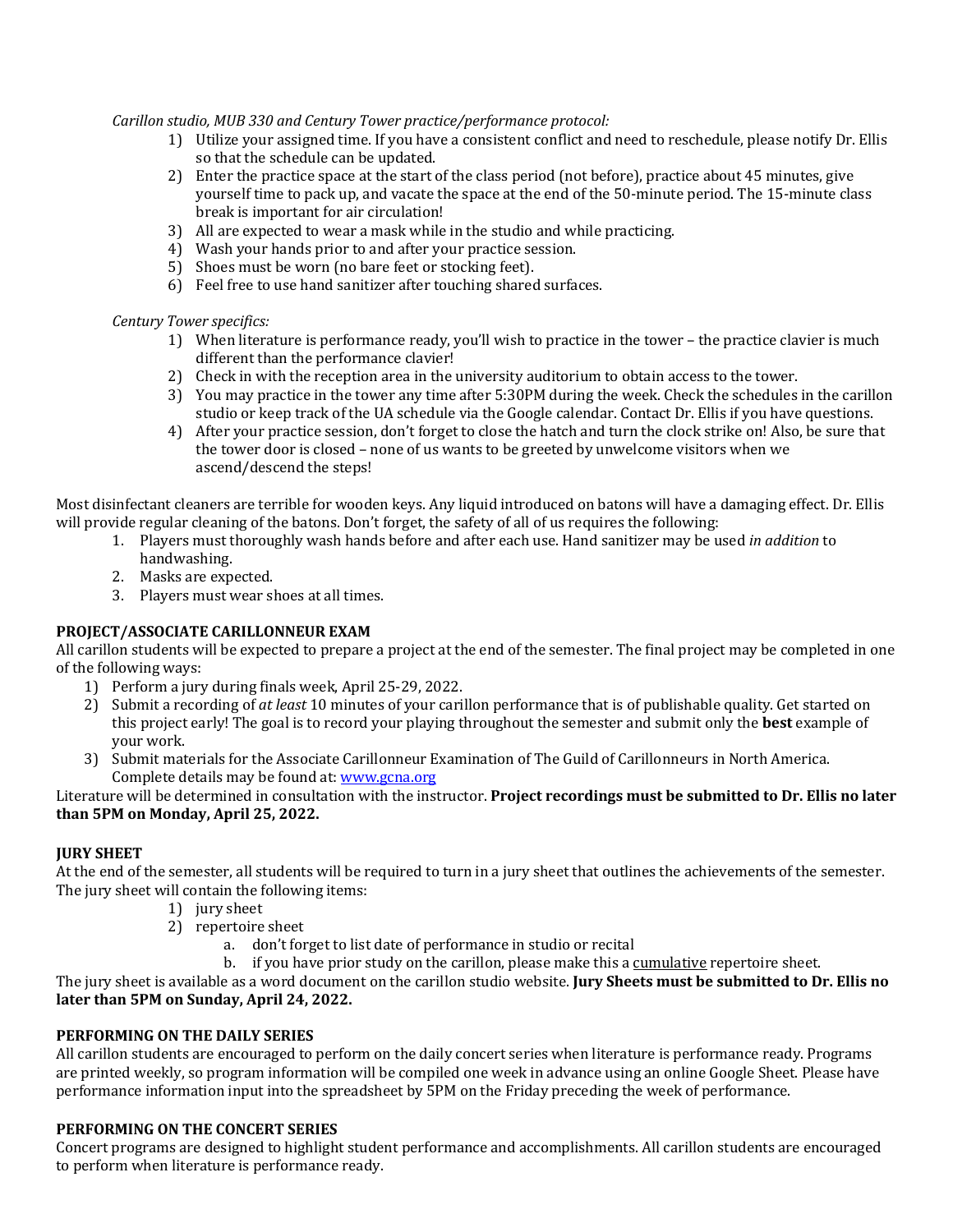*Carillon studio, MUB 330 and Century Tower practice/performance protocol:*

1) Utilize your assigned time. If you have a consistent conflict and need to reschedule, please notify Dr. Ellis so that the schedule can be updated.
2) Enter the practice space at the start of the class period (not before), practice about 45 minutes, give yourself time to pack up, and vacate the space at the end of the 50-minute period. The 15-minute class break is important for air circulation!
3) All are expected to wear a mask while in the studio and while practicing.
4) Wash your hands prior to and after your practice session.
5) Shoes must be worn (no bare feet or stocking feet).
6) Feel free to use hand sanitizer after touching shared surfaces.

*Century Tower specifics:*

1) When literature is performance ready, you'll wish to practice in the tower – the practice clavier is much different than the performance clavier!
2) Check in with the reception area in the university auditorium to obtain access to the tower.
3) You may practice in the tower any time after 5:30PM during the week. Check the schedules in the carillon studio or keep track of the UA schedule via the Google calendar. Contact Dr. Ellis if you have questions.
4) After your practice session, don't forget to close the hatch and turn the clock strike on! Also, be sure that the tower door is closed – none of us wants to be greeted by unwelcome visitors when we ascend/descend the steps!

Most disinfectant cleaners are terrible for wooden keys. Any liquid introduced on batons will have a damaging effect. Dr. Ellis will provide regular cleaning of the batons. Don't forget, the safety of all of us requires the following:

1. Players must thoroughly wash hands before and after each use. Hand sanitizer may be used *in addition* to handwashing.
2. Masks are expected.
3. Players must wear shoes at all times.

**PROJECT/ASSOCIATE CARILLONNEUR EXAM**

All carillon students will be expected to prepare a project at the end of the semester. The final project may be completed in one of the following ways:

1) Perform a jury during finals week, April 25-29, 2022.
2) Submit a recording of *at least* 10 minutes of your carillon performance that is of publishable quality. Get started on this project early! The goal is to record your playing throughout the semester and submit only the **best** example of your work.
3) Submit materials for the Associate Carillonneur Examination of The Guild of Carillonneurs in North America. Complete details may be found at: [www.gcna.org](http://www.gcna.org)

Literature will be determined in consultation with the instructor. **Project recordings must be submitted to Dr. Ellis no later than 5PM on Monday, April 25, 2022.**

**JURY SHEET**

At the end of the semester, all students will be required to turn in a jury sheet that outlines the achievements of the semester. The jury sheet will contain the following items:

1) jury sheet
2) repertoire sheet
   a. don't forget to list date of performance in studio or recital
   b. if you have prior study on the carillon, please make this a <u>cumulative</u> repertoire sheet.

The jury sheet is available as a word document on the carillon studio website. **Jury Sheets must be submitted to Dr. Ellis no later than 5PM on Sunday, April 24, 2022.**

**PERFORMING ON THE DAILY SERIES**

All carillon students are encouraged to perform on the daily concert series when literature is performance ready. Programs are printed weekly, so program information will be compiled one week in advance using an online Google Sheet. Please have performance information input into the spreadsheet by 5PM on the Friday preceding the week of performance.

**PERFORMING ON THE CONCERT SERIES**

Concert programs are designed to highlight student performance and accomplishments. All carillon students are encouraged to perform when literature is performance ready.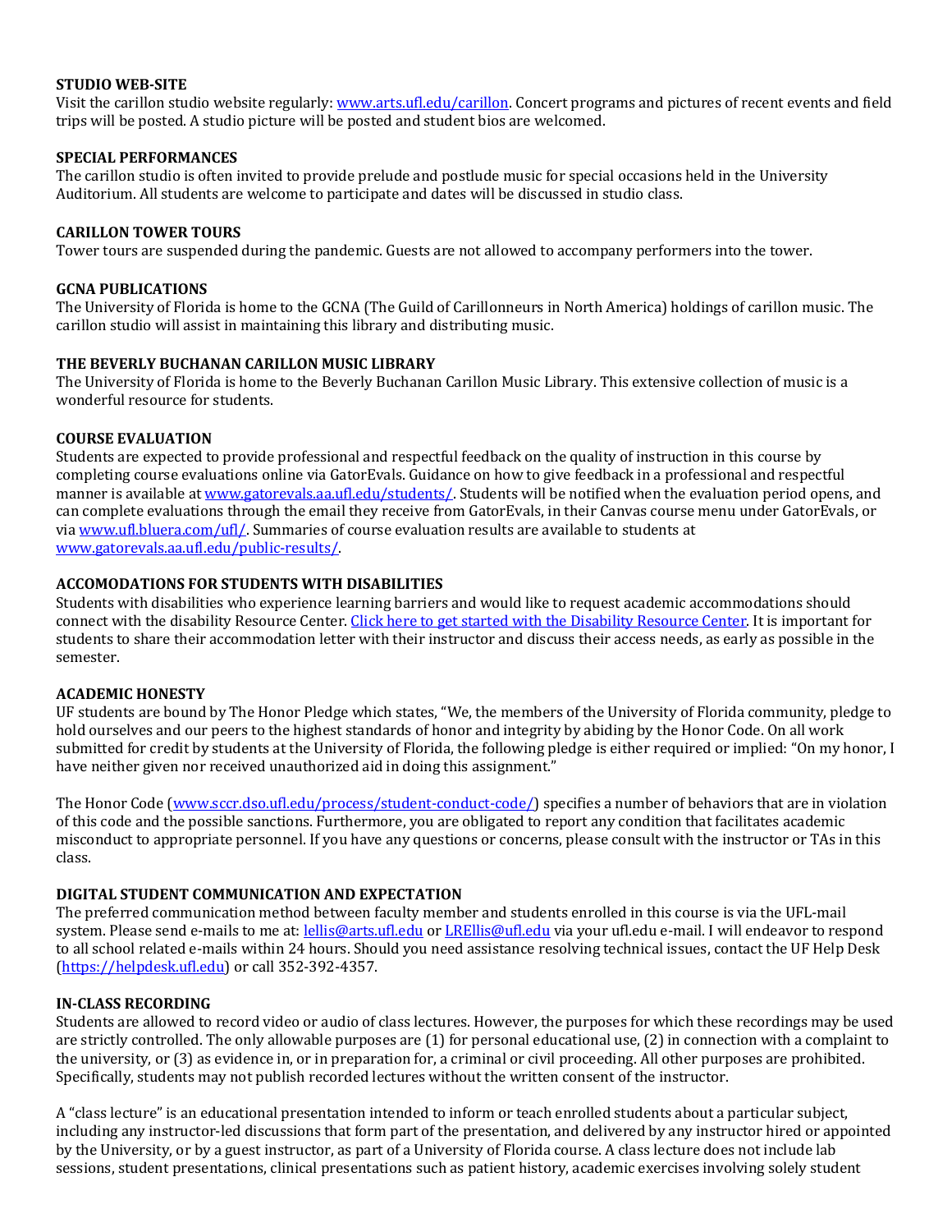**STUDIO WEB-SITE**
Visit the carillon studio website regularly: [www.arts.ufl.edu/carillon](www.arts.ufl.edu/carillon). Concert programs and pictures of recent events and field trips will be posted. A studio picture will be posted and student bios are welcomed.

**SPECIAL PERFORMANCES**
The carillon studio is often invited to provide prelude and postlude music for special occasions held in the University Auditorium. All students are welcome to participate and dates will be discussed in studio class.

**CARILLON TOWER TOURS**
Tower tours are suspended during the pandemic. Guests are not allowed to accompany performers into the tower.

**GCNA PUBLICATIONS**
The University of Florida is home to the GCNA (The Guild of Carillonneurs in North America) holdings of carillon music. The carillon studio will assist in maintaining this library and distributing music.

**THE BEVERLY BUCHANAN CARILLON MUSIC LIBRARY**
The University of Florida is home to the Beverly Buchanan Carillon Music Library. This extensive collection of music is a wonderful resource for students.

**COURSE EVALUATION**
Students are expected to provide professional and respectful feedback on the quality of instruction in this course by completing course evaluations online via GatorEvals. Guidance on how to give feedback in a professional and respectful manner is available at [www.gatorevals.aa.ufl.edu/students/](www.gatorevals.aa.ufl.edu/students/). Students will be notified when the evaluation period opens, and can complete evaluations through the email they receive from GatorEvals, in their Canvas course menu under GatorEvals, or via [www.ufl.bluera.com/ufl/](www.ufl.bluera.com/ufl/). Summaries of course evaluation results are available to students at [www.gatorevals.aa.ufl.edu/public-results/](www.gatorevals.aa.ufl.edu/public-results/).

**ACCOMODATIONS FOR STUDENTS WITH DISABILITIES**
Students with disabilities who experience learning barriers and would like to request academic accommodations should connect with the disability Resource Center. Click here to get started with the Disability Resource Center. It is important for students to share their accommodation letter with their instructor and discuss their access needs, as early as possible in the semester.

**ACADEMIC HONESTY**
UF students are bound by The Honor Pledge which states, "We, the members of the University of Florida community, pledge to hold ourselves and our peers to the highest standards of honor and integrity by abiding by the Honor Code. On all work submitted for credit by students at the University of Florida, the following pledge is either required or implied: "On my honor, I have neither given nor received unauthorized aid in doing this assignment."

The Honor Code ([www.sccr.dso.ufl.edu/process/student-conduct-code/](www.sccr.dso.ufl.edu/process/student-conduct-code/)) specifies a number of behaviors that are in violation of this code and the possible sanctions. Furthermore, you are obligated to report any condition that facilitates academic misconduct to appropriate personnel. If you have any questions or concerns, please consult with the instructor or TAs in this class.

**DIGITAL STUDENT COMMUNICATION AND EXPECTATION**
The preferred communication method between faculty member and students enrolled in this course is via the UFL-mail system. Please send e-mails to me at: lellis@arts.ufl.edu or LREllis@ufl.edu via your ufl.edu e-mail. I will endeavor to respond to all school related e-mails within 24 hours. Should you need assistance resolving technical issues, contact the UF Help Desk (https://helpdesk.ufl.edu) or call 352-392-4357.

**IN-CLASS RECORDING**
Students are allowed to record video or audio of class lectures. However, the purposes for which these recordings may be used are strictly controlled. The only allowable purposes are (1) for personal educational use, (2) in connection with a complaint to the university, or (3) as evidence in, or in preparation for, a criminal or civil proceeding. All other purposes are prohibited. Specifically, students may not publish recorded lectures without the written consent of the instructor.

A "class lecture" is an educational presentation intended to inform or teach enrolled students about a particular subject, including any instructor-led discussions that form part of the presentation, and delivered by any instructor hired or appointed by the University, or by a guest instructor, as part of a University of Florida course. A class lecture does not include lab sessions, student presentations, clinical presentations such as patient history, academic exercises involving solely student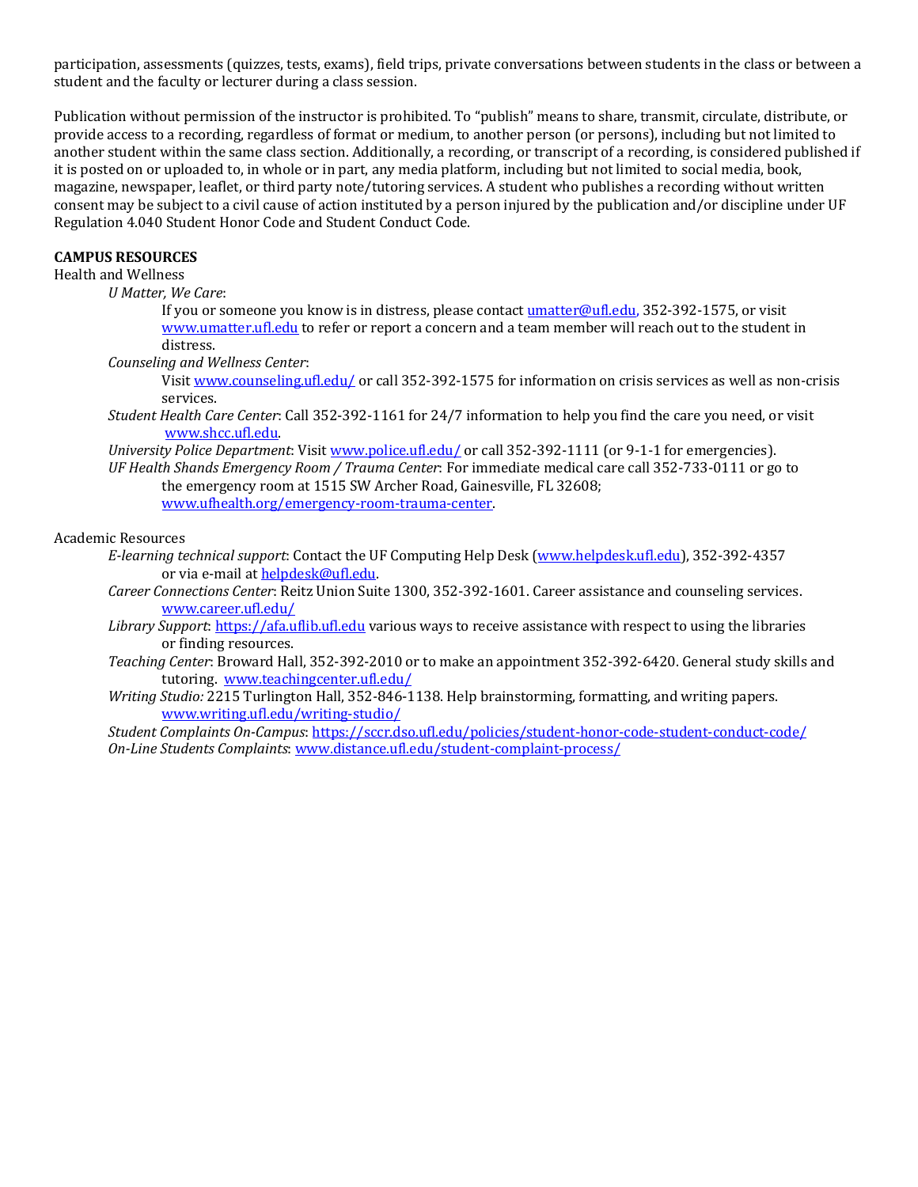participation, assessments (quizzes, tests, exams), field trips, private conversations between students in the class or between a student and the faculty or lecturer during a class session.

Publication without permission of the instructor is prohibited. To "publish" means to share, transmit, circulate, distribute, or provide access to a recording, regardless of format or medium, to another person (or persons), including but not limited to another student within the same class section. Additionally, a recording, or transcript of a recording, is considered published if it is posted on or uploaded to, in whole or in part, any media platform, including but not limited to social media, book, magazine, newspaper, leaflet, or third party note/tutoring services. A student who publishes a recording without written consent may be subject to a civil cause of action instituted by a person injured by the publication and/or discipline under UF Regulation 4.040 Student Honor Code and Student Conduct Code.

**CAMPUS RESOURCES**

Health and Wellness

*U Matter, We Care*:
If you or someone you know is in distress, please contact umatter@ufl.edu, 352-392-1575, or visit www.umatter.ufl.edu to refer or report a concern and a team member will reach out to the student in distress.

*Counseling and Wellness Center*:
Visit www.counseling.ufl.edu/ or call 352-392-1575 for information on crisis services as well as non-crisis services.

*Student Health Care Center*: Call 352-392-1161 for 24/7 information to help you find the care you need, or visit www.shcc.ufl.edu.

*University Police Department*: Visit www.police.ufl.edu/ or call 352-392-1111 (or 9-1-1 for emergencies).

*UF Health Shands Emergency Room / Trauma Center*: For immediate medical care call 352-733-0111 or go to the emergency room at 1515 SW Archer Road, Gainesville, FL 32608; www.ufhealth.org/emergency-room-trauma-center.

Academic Resources

*E-learning technical support*: Contact the UF Computing Help Desk (www.helpdesk.ufl.edu), 352-392-4357 or via e-mail at helpdesk@ufl.edu.

*Career Connections Center*: Reitz Union Suite 1300, 352-392-1601. Career assistance and counseling services. www.career.ufl.edu/

*Library Support*: https://afa.uflib.ufl.edu various ways to receive assistance with respect to using the libraries or finding resources.

*Teaching Center*: Broward Hall, 352-392-2010 or to make an appointment 352-392-6420. General study skills and tutoring. www.teachingcenter.ufl.edu/

*Writing Studio:* 2215 Turlington Hall, 352-846-1138. Help brainstorming, formatting, and writing papers. www.writing.ufl.edu/writing-studio/

*Student Complaints On-Campus*: https://sccr.dso.ufl.edu/policies/student-honor-code-student-conduct-code/

*On-Line Students Complaints*: www.distance.ufl.edu/student-complaint-process/